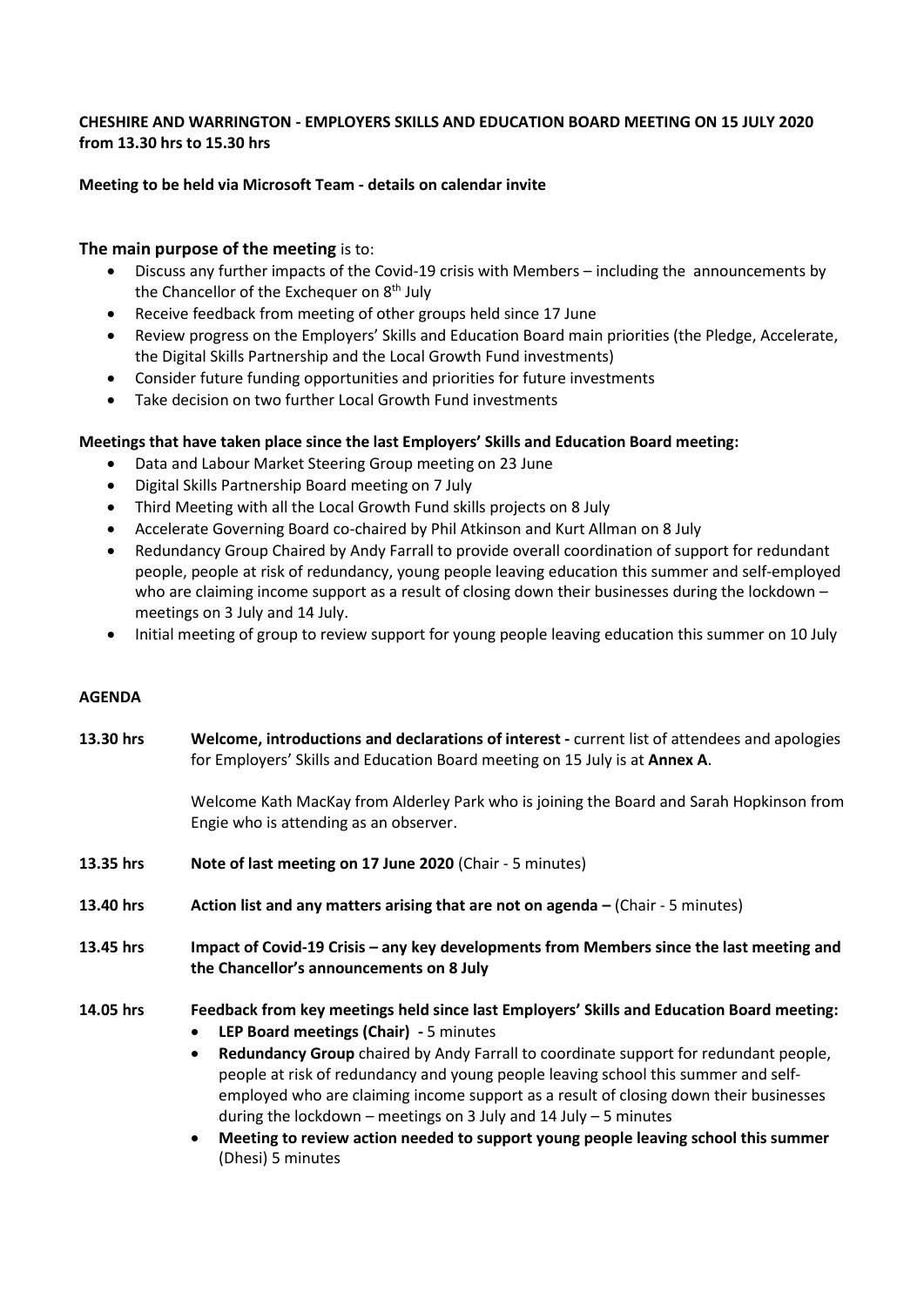**CHESHIRE AND WARRINGTON - EMPLOYERS SKILLS AND EDUCATION BOARD MEETING ON 15 JULY 2020 from 13.30 hrs to 15.30 hrs**

**Meeting to be held via Microsoft Team - details on calendar invite**

**The main purpose of the meeting** is to:

- Discuss any further impacts of the Covid-19 crisis with Members – including the announcements by the Chancellor of the Exchequer on 8th July
- Receive feedback from meeting of other groups held since 17 June
- Review progress on the Employers' Skills and Education Board main priorities (the Pledge, Accelerate, the Digital Skills Partnership and the Local Growth Fund investments)
- Consider future funding opportunities and priorities for future investments
- Take decision on two further Local Growth Fund investments

**Meetings that have taken place since the last Employers' Skills and Education Board meeting:**

- Data and Labour Market Steering Group meeting on 23 June
- Digital Skills Partnership Board meeting on 7 July
- Third Meeting with all the Local Growth Fund skills projects on 8 July
- Accelerate Governing Board co-chaired by Phil Atkinson and Kurt Allman on 8 July
- Redundancy Group Chaired by Andy Farrall to provide overall coordination of support for redundant people, people at risk of redundancy, young people leaving education this summer and self-employed who are claiming income support as a result of closing down their businesses during the lockdown – meetings on 3 July and 14 July.
- Initial meeting of group to review support for young people leaving education this summer on 10 July

**AGENDA**

**13.30 hrs** **Welcome, introductions and declarations of interest -** current list of attendees and apologies for Employers' Skills and Education Board meeting on 15 July is at **Annex A**.

Welcome Kath MacKay from Alderley Park who is joining the Board and Sarah Hopkinson from Engie who is attending as an observer.

**13.35 hrs** **Note of last meeting on 17 June 2020** (Chair - 5 minutes)

**13.40 hrs** **Action list and any matters arising that are not on agenda –** (Chair - 5 minutes)

**13.45 hrs** **Impact of Covid-19 Crisis – any key developments from Members since the last meeting and the Chancellor's announcements on 8 July**

**14.05 hrs** **Feedback from key meetings held since last Employers' Skills and Education Board meeting:**

- **LEP Board meetings (Chair) -** 5 minutes
- **Redundancy Group** chaired by Andy Farrall to coordinate support for redundant people, people at risk of redundancy and young people leaving school this summer and self-employed who are claiming income support as a result of closing down their businesses during the lockdown – meetings on 3 July and 14 July – 5 minutes
- **Meeting to review action needed to support young people leaving school this summer** (Dhesi) 5 minutes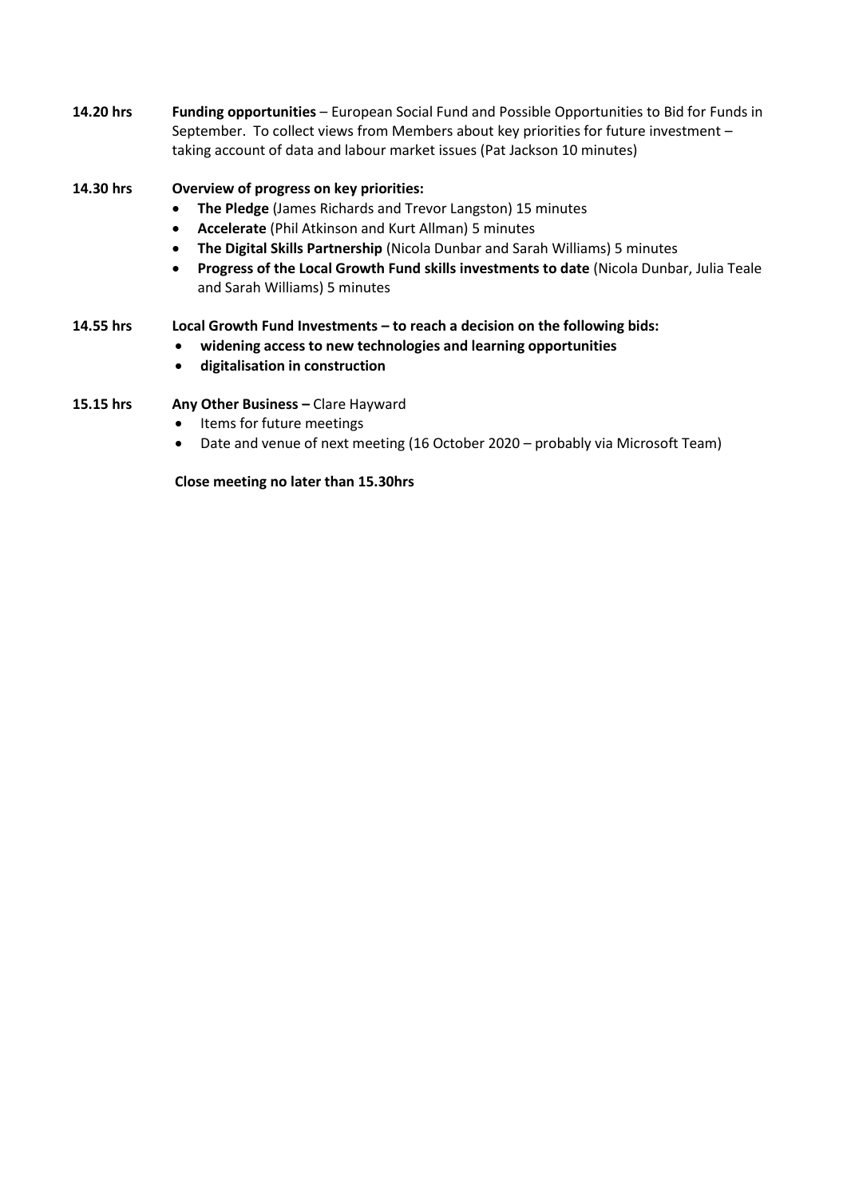**14.20 hrs** **Funding opportunities** – European Social Fund and Possible Opportunities to Bid for Funds in September. To collect views from Members about key priorities for future investment – taking account of data and labour market issues (Pat Jackson 10 minutes)

**14.30 hrs** **Overview of progress on key priorities:**

- **The Pledge** (James Richards and Trevor Langston) 15 minutes
- **Accelerate** (Phil Atkinson and Kurt Allman) 5 minutes
- **The Digital Skills Partnership** (Nicola Dunbar and Sarah Williams) 5 minutes
- **Progress of the Local Growth Fund skills investments to date** (Nicola Dunbar, Julia Teale and Sarah Williams) 5 minutes

**14.55 hrs** **Local Growth Fund Investments – to reach a decision on the following bids:**

- **widening access to new technologies and learning opportunities**
- **digitalisation in construction**

**15.15 hrs** **Any Other Business –** Clare Hayward

- Items for future meetings
- Date and venue of next meeting (16 October 2020 – probably via Microsoft Team)

**Close meeting no later than 15.30hrs**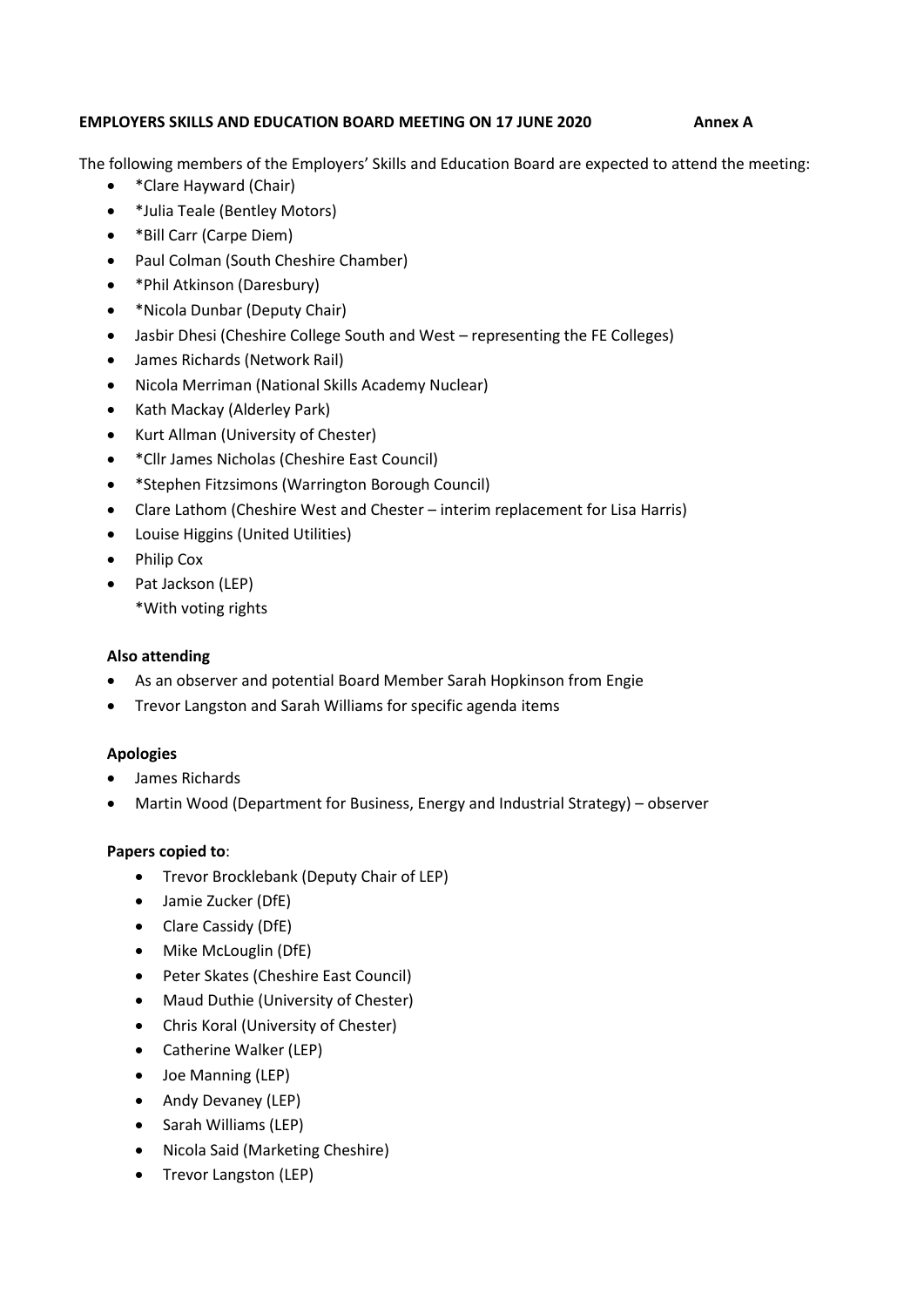**EMPLOYERS SKILLS AND EDUCATION BOARD MEETING ON 17 JUNE 2020 Annex A**

The following members of the Employers' Skills and Education Board are expected to attend the meeting:

- *Clare Hayward (Chair)
- *Julia Teale (Bentley Motors)
- *Bill Carr (Carpe Diem)
- Paul Colman (South Cheshire Chamber)
- *Phil Atkinson (Daresbury)
- *Nicola Dunbar (Deputy Chair)
- Jasbir Dhesi (Cheshire College South and West – representing the FE Colleges)
- James Richards (Network Rail)
- Nicola Merriman (National Skills Academy Nuclear)
- Kath Mackay (Alderley Park)
- Kurt Allman (University of Chester)
- *Cllr James Nicholas (Cheshire East Council)
- *Stephen Fitzsimons (Warrington Borough Council)
- Clare Lathom (Cheshire West and Chester – interim replacement for Lisa Harris)
- Louise Higgins (United Utilities)
- Philip Cox
- Pat Jackson (LEP)

*With voting rights

**Also attending**

- As an observer and potential Board Member Sarah Hopkinson from Engie
- Trevor Langston and Sarah Williams for specific agenda items

**Apologies**

- James Richards
- Martin Wood (Department for Business, Energy and Industrial Strategy) – observer

**Papers copied to**:

- Trevor Brocklebank (Deputy Chair of LEP)
- Jamie Zucker (DfE)
- Clare Cassidy (DfE)
- Mike McLouglin (DfE)
- Peter Skates (Cheshire East Council)
- Maud Duthie (University of Chester)
- Chris Koral (University of Chester)
- Catherine Walker (LEP)
- Joe Manning (LEP)
- Andy Devaney (LEP)
- Sarah Williams (LEP)
- Nicola Said (Marketing Cheshire)
- Trevor Langston (LEP)